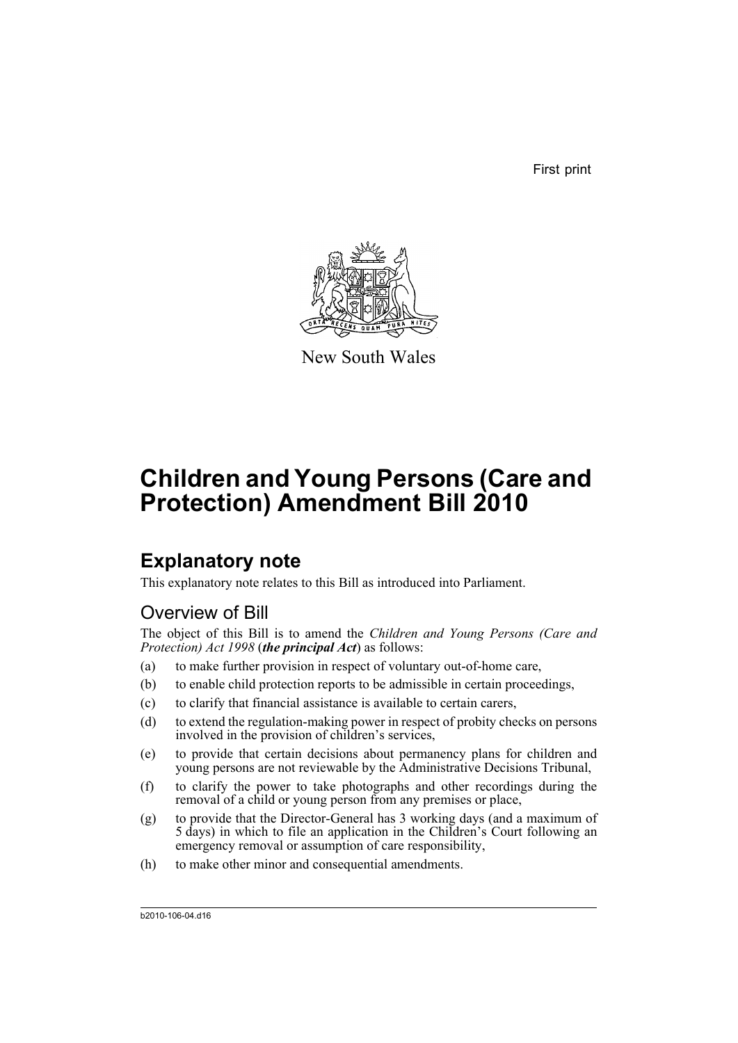First print

New South Wales

# Children and Young Persons (Care and Protection) Amendment Bill 2010

## Explanatory note

This explanatory note relates to this Bill as introduced into Parliament.

### Overview of Bill

The object of this Bill is to amend the *Children and Young Persons (Care and Protection) Act 1998* (***the principal Act***) as follows:

(a) to make further provision in respect of voluntary out-of-home care,

(b) to enable child protection reports to be admissible in certain proceedings,

(c) to clarify that financial assistance is available to certain carers,

(d) to extend the regulation-making power in respect of probity checks on persons involved in the provision of children's services,

(e) to provide that certain decisions about permanency plans for children and young persons are not reviewable by the Administrative Decisions Tribunal,

(f) to clarify the power to take photographs and other recordings during the removal of a child or young person from any premises or place,

(g) to provide that the Director-General has 3 working days (and a maximum of 5 days) in which to file an application in the Children's Court following an emergency removal or assumption of care responsibility,

(h) to make other minor and consequential amendments.

b2010-106-04.d16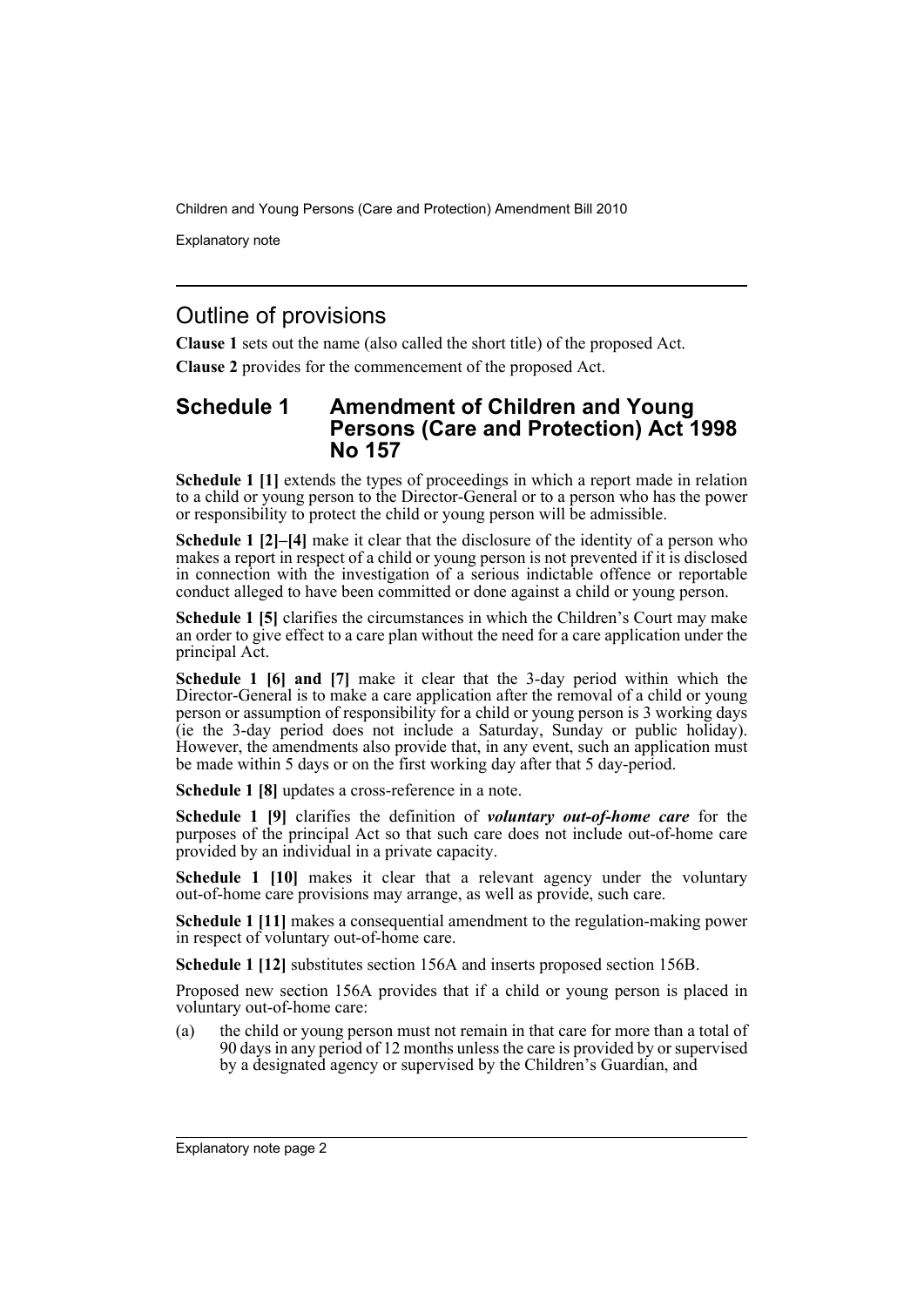## Outline of provisions

**Clause 1** sets out the name (also called the short title) of the proposed Act.

**Clause 2** provides for the commencement of the proposed Act.

## Schedule 1 Amendment of Children and Young Persons (Care and Protection) Act 1998 No 157

**Schedule 1 [1]** extends the types of proceedings in which a report made in relation to a child or young person to the Director-General or to a person who has the power or responsibility to protect the child or young person will be admissible.

**Schedule 1 [2]–[4]** make it clear that the disclosure of the identity of a person who makes a report in respect of a child or young person is not prevented if it is disclosed in connection with the investigation of a serious indictable offence or reportable conduct alleged to have been committed or done against a child or young person.

**Schedule 1 [5]** clarifies the circumstances in which the Children's Court may make an order to give effect to a care plan without the need for a care application under the principal Act.

**Schedule 1 [6] and [7]** make it clear that the 3-day period within which the Director-General is to make a care application after the removal of a child or young person or assumption of responsibility for a child or young person is 3 working days (ie the 3-day period does not include a Saturday, Sunday or public holiday). However, the amendments also provide that, in any event, such an application must be made within 5 days or on the first working day after that 5 day-period.

**Schedule 1 [8]** updates a cross-reference in a note.

**Schedule 1 [9]** clarifies the definition of ***voluntary out-of-home care*** for the purposes of the principal Act so that such care does not include out-of-home care provided by an individual in a private capacity.

**Schedule 1 [10]** makes it clear that a relevant agency under the voluntary out-of-home care provisions may arrange, as well as provide, such care.

**Schedule 1 [11]** makes a consequential amendment to the regulation-making power in respect of voluntary out-of-home care.

**Schedule 1 [12]** substitutes section 156A and inserts proposed section 156B.

Proposed new section 156A provides that if a child or young person is placed in voluntary out-of-home care:

(a) the child or young person must not remain in that care for more than a total of 90 days in any period of 12 months unless the care is provided by or supervised by a designated agency or supervised by the Children's Guardian, and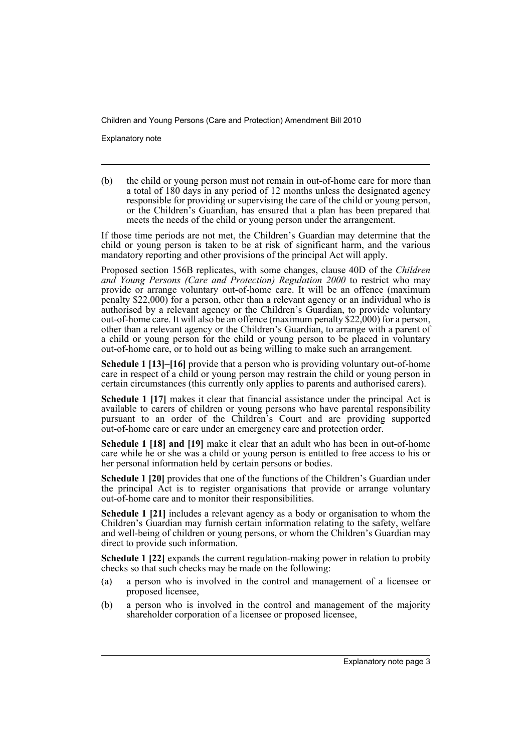(b) the child or young person must not remain in out-of-home care for more than a total of 180 days in any period of 12 months unless the designated agency responsible for providing or supervising the care of the child or young person, or the Children's Guardian, has ensured that a plan has been prepared that meets the needs of the child or young person under the arrangement.

If those time periods are not met, the Children's Guardian may determine that the child or young person is taken to be at risk of significant harm, and the various mandatory reporting and other provisions of the principal Act will apply.

Proposed section 156B replicates, with some changes, clause 40D of the *Children and Young Persons (Care and Protection) Regulation 2000* to restrict who may provide or arrange voluntary out-of-home care. It will be an offence (maximum penalty $22,000) for a person, other than a relevant agency or an individual who is authorised by a relevant agency or the Children's Guardian, to provide voluntary out-of-home care. It will also be an offence (maximum penalty $22,000) for a person, other than a relevant agency or the Children's Guardian, to arrange with a parent of a child or young person for the child or young person to be placed in voluntary out-of-home care, or to hold out as being willing to make such an arrangement.

**Schedule 1 [13]–[16]** provide that a person who is providing voluntary out-of-home care in respect of a child or young person may restrain the child or young person in certain circumstances (this currently only applies to parents and authorised carers).

**Schedule 1 [17]** makes it clear that financial assistance under the principal Act is available to carers of children or young persons who have parental responsibility pursuant to an order of the Children's Court and are providing supported out-of-home care or care under an emergency care and protection order.

**Schedule 1 [18] and [19]** make it clear that an adult who has been in out-of-home care while he or she was a child or young person is entitled to free access to his or her personal information held by certain persons or bodies.

**Schedule 1 [20]** provides that one of the functions of the Children's Guardian under the principal Act is to register organisations that provide or arrange voluntary out-of-home care and to monitor their responsibilities.

**Schedule 1 [21]** includes a relevant agency as a body or organisation to whom the Children's Guardian may furnish certain information relating to the safety, welfare and well-being of children or young persons, or whom the Children's Guardian may direct to provide such information.

**Schedule 1 [22]** expands the current regulation-making power in relation to probity checks so that such checks may be made on the following:

(a) a person who is involved in the control and management of a licensee or proposed licensee,

(b) a person who is involved in the control and management of the majority shareholder corporation of a licensee or proposed licensee,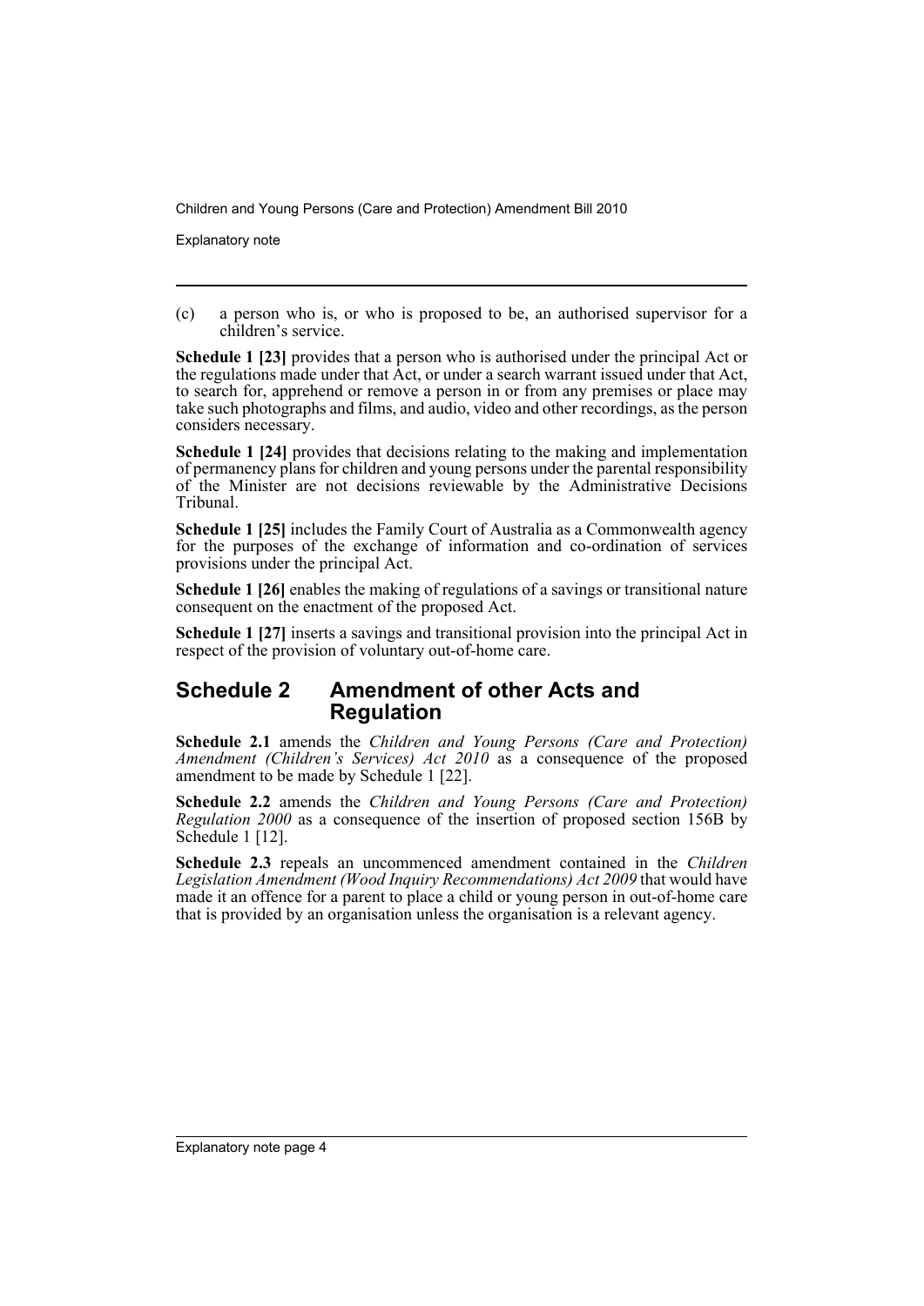(c) a person who is, or who is proposed to be, an authorised supervisor for a children's service.

**Schedule 1 [23]** provides that a person who is authorised under the principal Act or the regulations made under that Act, or under a search warrant issued under that Act, to search for, apprehend or remove a person in or from any premises or place may take such photographs and films, and audio, video and other recordings, as the person considers necessary.

**Schedule 1 [24]** provides that decisions relating to the making and implementation of permanency plans for children and young persons under the parental responsibility of the Minister are not decisions reviewable by the Administrative Decisions Tribunal.

**Schedule 1 [25]** includes the Family Court of Australia as a Commonwealth agency for the purposes of the exchange of information and co-ordination of services provisions under the principal Act.

**Schedule 1 [26]** enables the making of regulations of a savings or transitional nature consequent on the enactment of the proposed Act.

**Schedule 1 [27]** inserts a savings and transitional provision into the principal Act in respect of the provision of voluntary out-of-home care.

## Schedule 2 Amendment of other Acts and Regulation

**Schedule 2.1** amends the *Children and Young Persons (Care and Protection) Amendment (Children's Services) Act 2010* as a consequence of the proposed amendment to be made by Schedule 1 [22].

**Schedule 2.2** amends the *Children and Young Persons (Care and Protection) Regulation 2000* as a consequence of the insertion of proposed section 156B by Schedule 1 [12].

**Schedule 2.3** repeals an uncommenced amendment contained in the *Children Legislation Amendment (Wood Inquiry Recommendations) Act 2009* that would have made it an offence for a parent to place a child or young person in out-of-home care that is provided by an organisation unless the organisation is a relevant agency.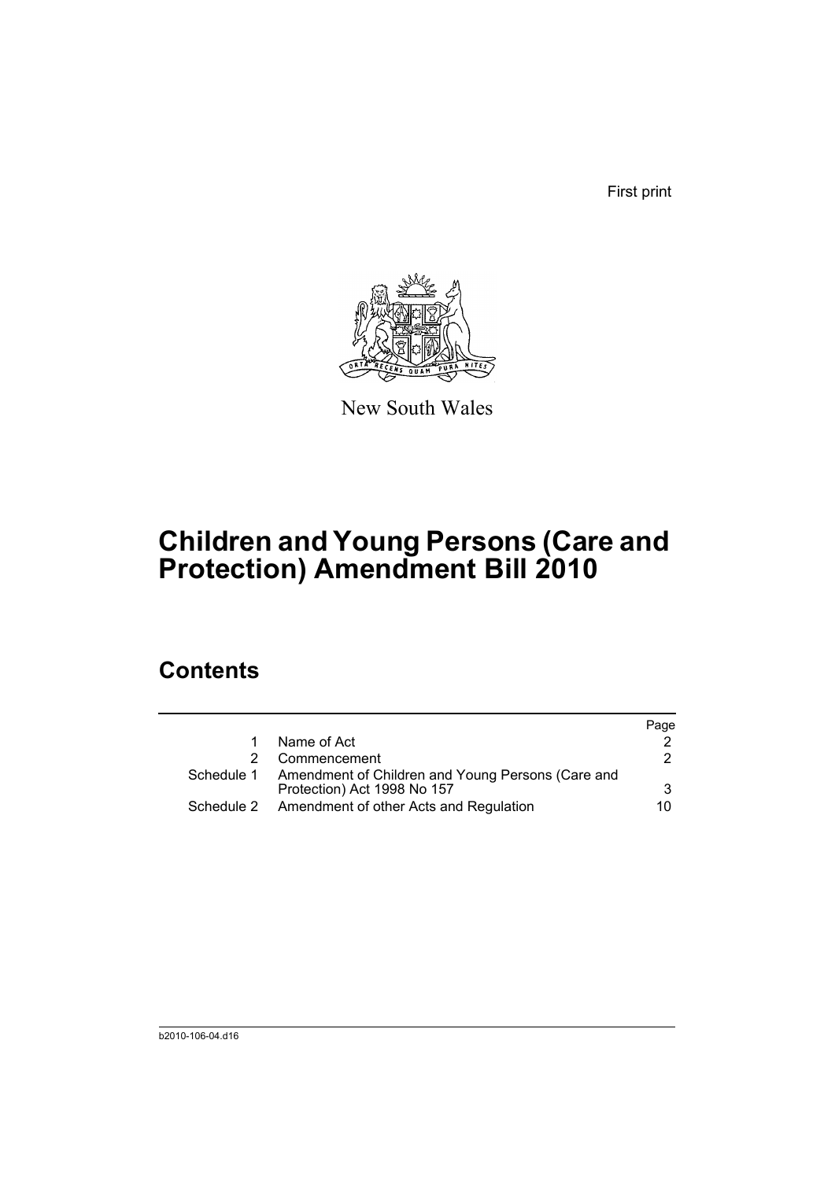First print

New South Wales

# Children and Young Persons (Care and Protection) Amendment Bill 2010

## Contents

| | | Page |
|---|---|---|
| 1 | Name of Act | 2 |
| 2 | Commencement | 2 |
| Schedule 1 | Amendment of Children and Young Persons (Care and Protection) Act 1998 No 157 | 3 |
| Schedule 2 | Amendment of other Acts and Regulation | 10 |

b2010-106-04.d16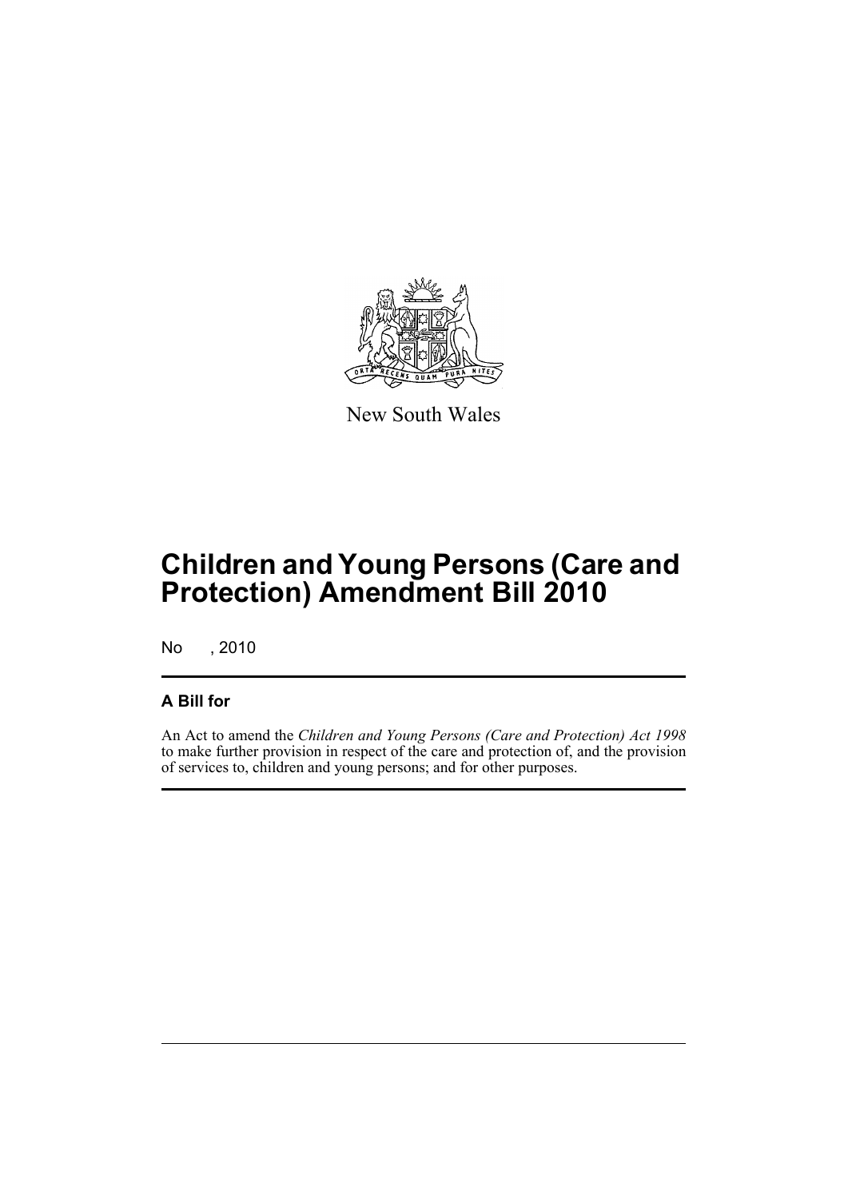New South Wales

# Children and Young Persons (Care and Protection) Amendment Bill 2010

No , 2010

## A Bill for

An Act to amend the *Children and Young Persons (Care and Protection) Act 1998* to make further provision in respect of the care and protection of, and the provision of services to, children and young persons; and for other purposes.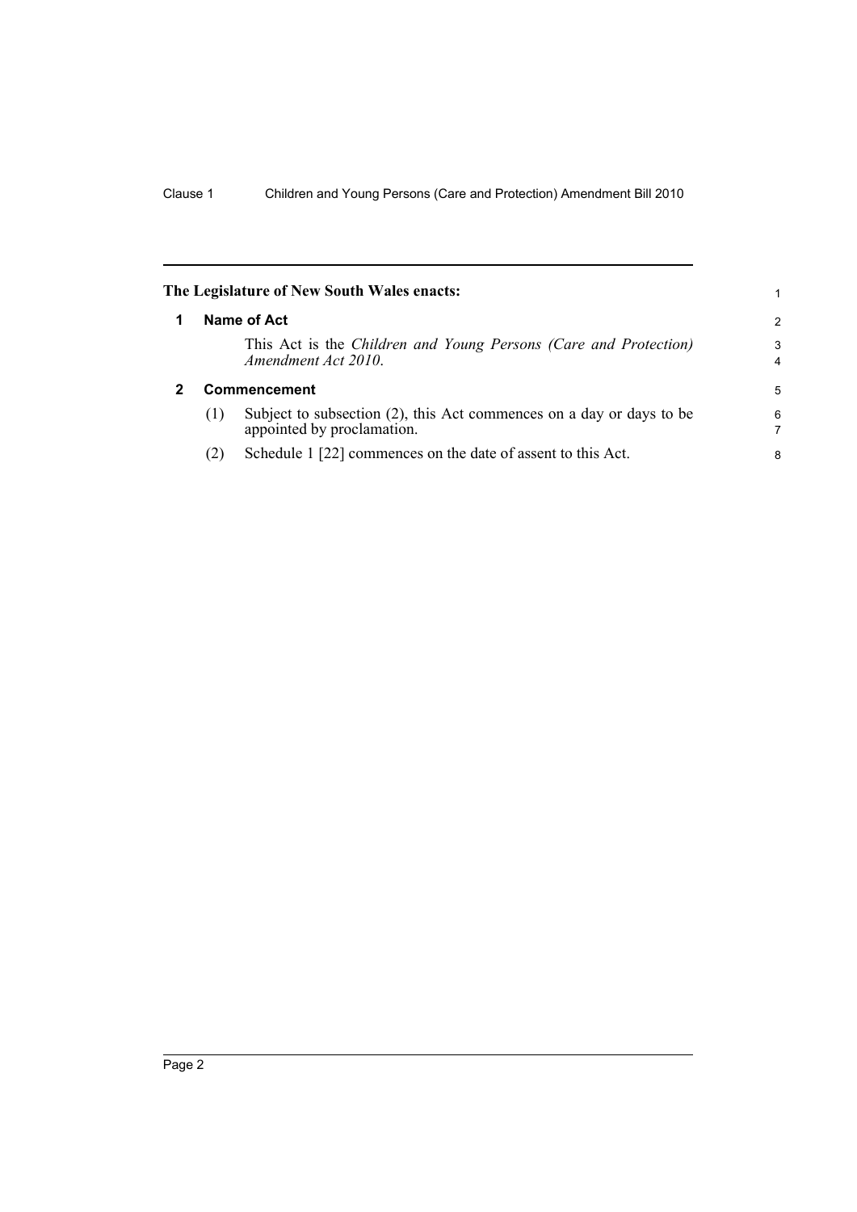**The Legislature of New South Wales enacts:**

## 1 Name of Act

This Act is the *Children and Young Persons (Care and Protection) Amendment Act 2010*.

## 2 Commencement

(1) Subject to subsection (2), this Act commences on a day or days to be appointed by proclamation.

(2) Schedule 1 [22] commences on the date of assent to this Act.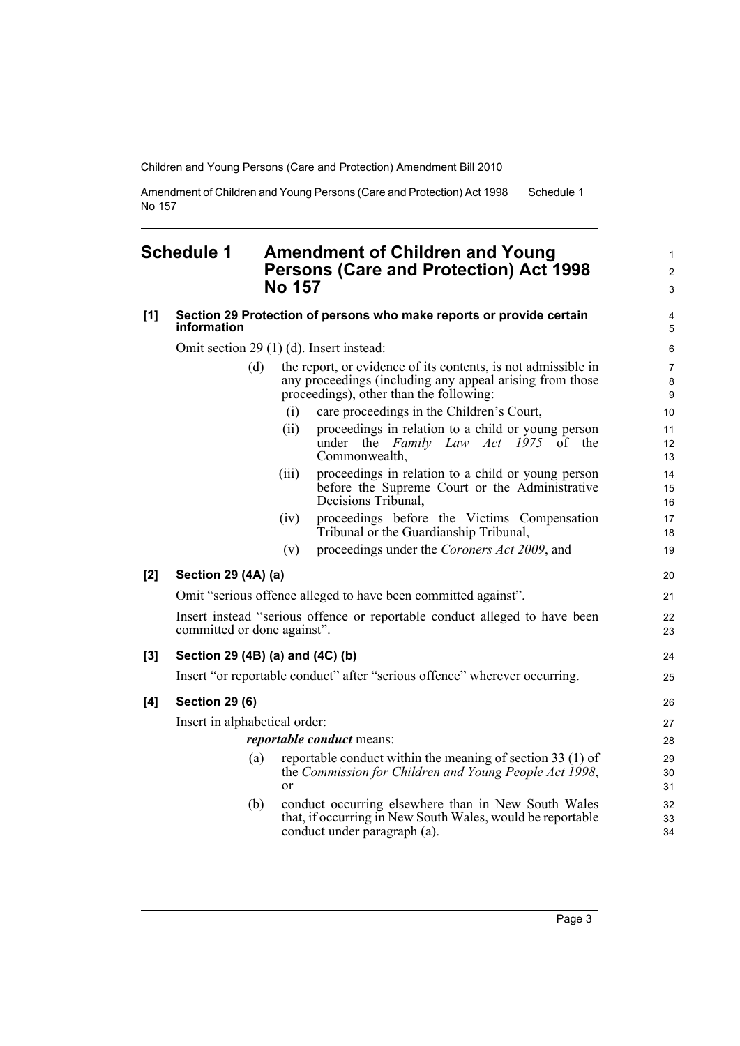## Schedule 1 Amendment of Children and Young Persons (Care and Protection) Act 1998 No 157

**[1] Section 29 Protection of persons who make reports or provide certain information**

Omit section 29 (1) (d). Insert instead:

(d) the report, or evidence of its contents, is not admissible in any proceedings (including any appeal arising from those proceedings), other than the following:

(i) care proceedings in the Children's Court,

(ii) proceedings in relation to a child or young person under the *Family Law Act 1975* of the Commonwealth,

(iii) proceedings in relation to a child or young person before the Supreme Court or the Administrative Decisions Tribunal,

(iv) proceedings before the Victims Compensation Tribunal or the Guardianship Tribunal,

(v) proceedings under the *Coroners Act 2009*, and

**[2] Section 29 (4A) (a)**

Omit "serious offence alleged to have been committed against".

Insert instead "serious offence or reportable conduct alleged to have been committed or done against".

**[3] Section 29 (4B) (a) and (4C) (b)**

Insert "or reportable conduct" after "serious offence" wherever occurring.

**[4] Section 29 (6)**

Insert in alphabetical order:

***reportable conduct*** means:

(a) reportable conduct within the meaning of section 33 (1) of the *Commission for Children and Young People Act 1998*, or

(b) conduct occurring elsewhere than in New South Wales that, if occurring in New South Wales, would be reportable conduct under paragraph (a).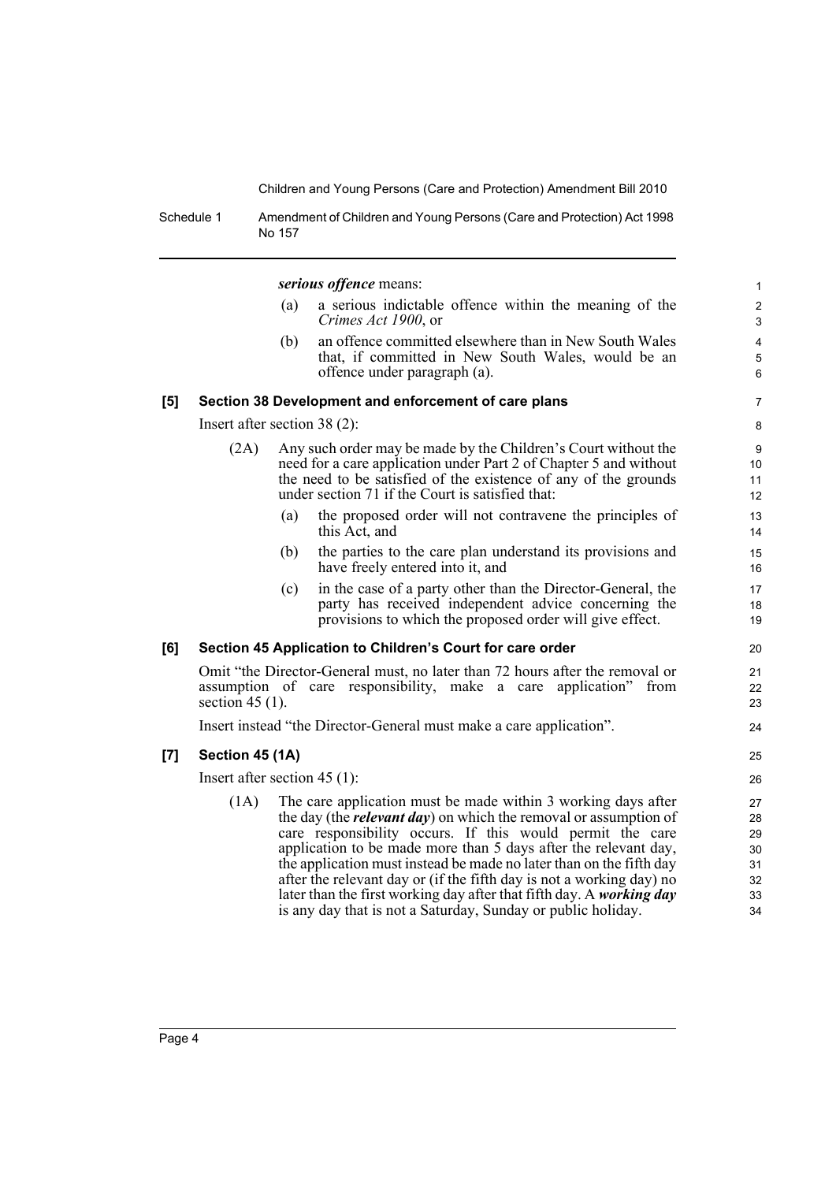***serious offence*** means:

(a) a serious indictable offence within the meaning of the *Crimes Act 1900*, or

(b) an offence committed elsewhere than in New South Wales that, if committed in New South Wales, would be an offence under paragraph (a).

### [5] Section 38 Development and enforcement of care plans

Insert after section 38 (2):

(2A) Any such order may be made by the Children's Court without the need for a care application under Part 2 of Chapter 5 and without the need to be satisfied of the existence of any of the grounds under section 71 if the Court is satisfied that:

(a) the proposed order will not contravene the principles of this Act, and

(b) the parties to the care plan understand its provisions and have freely entered into it, and

(c) in the case of a party other than the Director-General, the party has received independent advice concerning the provisions to which the proposed order will give effect.

### [6] Section 45 Application to Children's Court for care order

Omit "the Director-General must, no later than 72 hours after the removal or assumption of care responsibility, make a care application" from section 45 (1).

Insert instead "the Director-General must make a care application".

### [7] Section 45 (1A)

Insert after section 45 (1):

(1A) The care application must be made within 3 working days after the day (the ***relevant day***) on which the removal or assumption of care responsibility occurs. If this would permit the care application to be made more than 5 days after the relevant day, the application must instead be made no later than on the fifth day after the relevant day or (if the fifth day is not a working day) no later than the first working day after that fifth day. A ***working day*** is any day that is not a Saturday, Sunday or public holiday.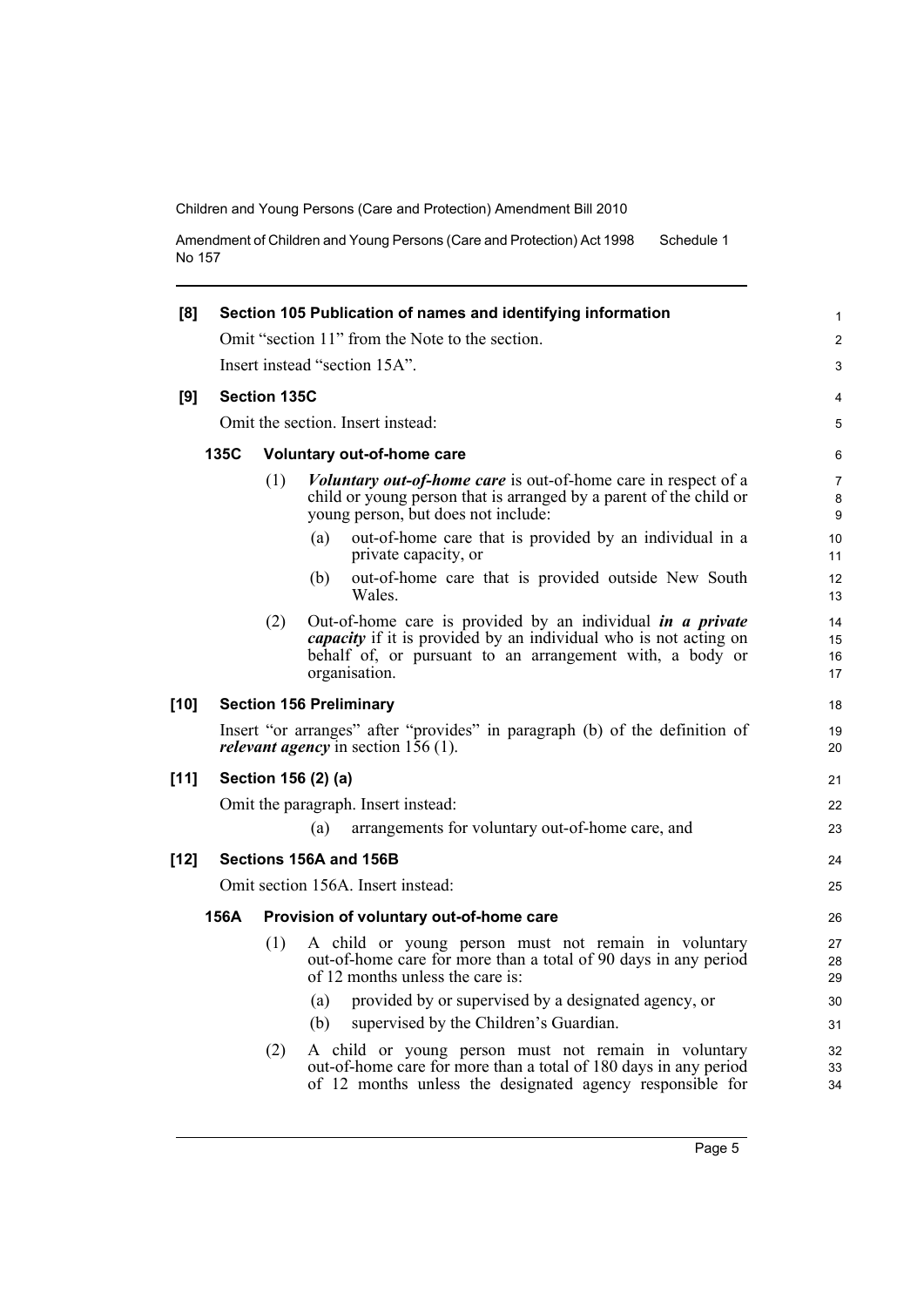**[8] Section 105 Publication of names and identifying information**

Omit "section 11" from the Note to the section.

Insert instead "section 15A".

**[9] Section 135C**

Omit the section. Insert instead:

**135C Voluntary out-of-home care**

(1) ***Voluntary out-of-home care*** is out-of-home care in respect of a child or young person that is arranged by a parent of the child or young person, but does not include:

(a) out-of-home care that is provided by an individual in a private capacity, or

(b) out-of-home care that is provided outside New South Wales.

(2) Out-of-home care is provided by an individual ***in a private capacity*** if it is provided by an individual who is not acting on behalf of, or pursuant to an arrangement with, a body or organisation.

**[10] Section 156 Preliminary**

Insert "or arranges" after "provides" in paragraph (b) of the definition of ***relevant agency*** in section 156 (1).

**[11] Section 156 (2) (a)**

Omit the paragraph. Insert instead:

(a) arrangements for voluntary out-of-home care, and

**[12] Sections 156A and 156B**

Omit section 156A. Insert instead:

**156A Provision of voluntary out-of-home care**

(1) A child or young person must not remain in voluntary out-of-home care for more than a total of 90 days in any period of 12 months unless the care is:

(a) provided by or supervised by a designated agency, or

(b) supervised by the Children's Guardian.

(2) A child or young person must not remain in voluntary out-of-home care for more than a total of 180 days in any period of 12 months unless the designated agency responsible for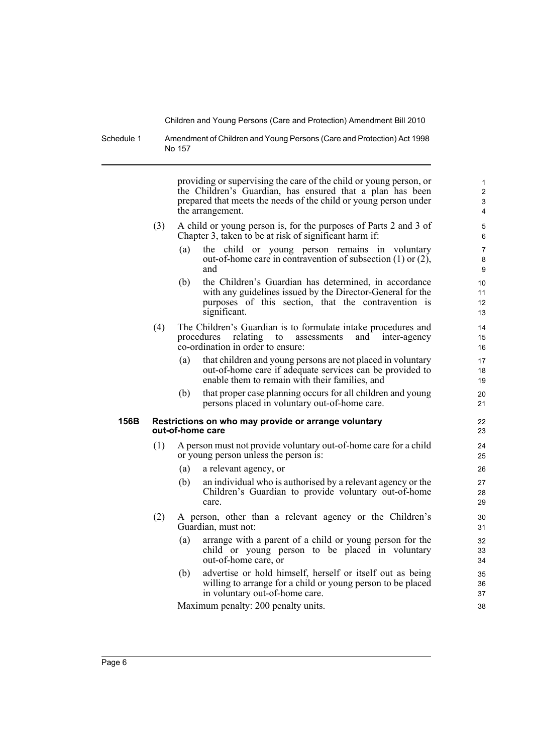providing or supervising the care of the child or young person, or the Children's Guardian, has ensured that a plan has been prepared that meets the needs of the child or young person under the arrangement.

(3) A child or young person is, for the purposes of Parts 2 and 3 of Chapter 3, taken to be at risk of significant harm if:

(a) the child or young person remains in voluntary out-of-home care in contravention of subsection (1) or (2), and

(b) the Children's Guardian has determined, in accordance with any guidelines issued by the Director-General for the purposes of this section, that the contravention is significant.

(4) The Children's Guardian is to formulate intake procedures and procedures relating to assessments and inter-agency co-ordination in order to ensure:

(a) that children and young persons are not placed in voluntary out-of-home care if adequate services can be provided to enable them to remain with their families, and

(b) that proper case planning occurs for all children and young persons placed in voluntary out-of-home care.

**156B Restrictions on who may provide or arrange voluntary out-of-home care**

(1) A person must not provide voluntary out-of-home care for a child or young person unless the person is:

(a) a relevant agency, or

(b) an individual who is authorised by a relevant agency or the Children's Guardian to provide voluntary out-of-home care.

(2) A person, other than a relevant agency or the Children's Guardian, must not:

(a) arrange with a parent of a child or young person for the child or young person to be placed in voluntary out-of-home care, or

(b) advertise or hold himself, herself or itself out as being willing to arrange for a child or young person to be placed in voluntary out-of-home care.

Maximum penalty: 200 penalty units.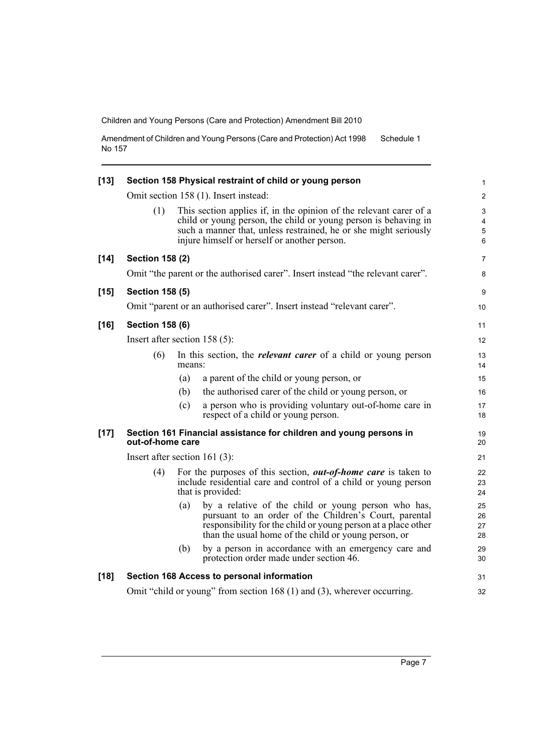**[13] Section 158 Physical restraint of child or young person**

Omit section 158 (1). Insert instead:

(1) This section applies if, in the opinion of the relevant carer of a child or young person, the child or young person is behaving in such a manner that, unless restrained, he or she might seriously injure himself or herself or another person.

**[14] Section 158 (2)**

Omit "the parent or the authorised carer". Insert instead "the relevant carer".

**[15] Section 158 (5)**

Omit "parent or an authorised carer". Insert instead "relevant carer".

**[16] Section 158 (6)**

Insert after section 158 (5):

(6) In this section, the ***relevant carer*** of a child or young person means:

(a) a parent of the child or young person, or

(b) the authorised carer of the child or young person, or

(c) a person who is providing voluntary out-of-home care in respect of a child or young person.

**[17] Section 161 Financial assistance for children and young persons in out-of-home care**

Insert after section 161 (3):

(4) For the purposes of this section, ***out-of-home care*** is taken to include residential care and control of a child or young person that is provided:

(a) by a relative of the child or young person who has, pursuant to an order of the Children's Court, parental responsibility for the child or young person at a place other than the usual home of the child or young person, or

(b) by a person in accordance with an emergency care and protection order made under section 46.

**[18] Section 168 Access to personal information**

Omit "child or young" from section 168 (1) and (3), wherever occurring.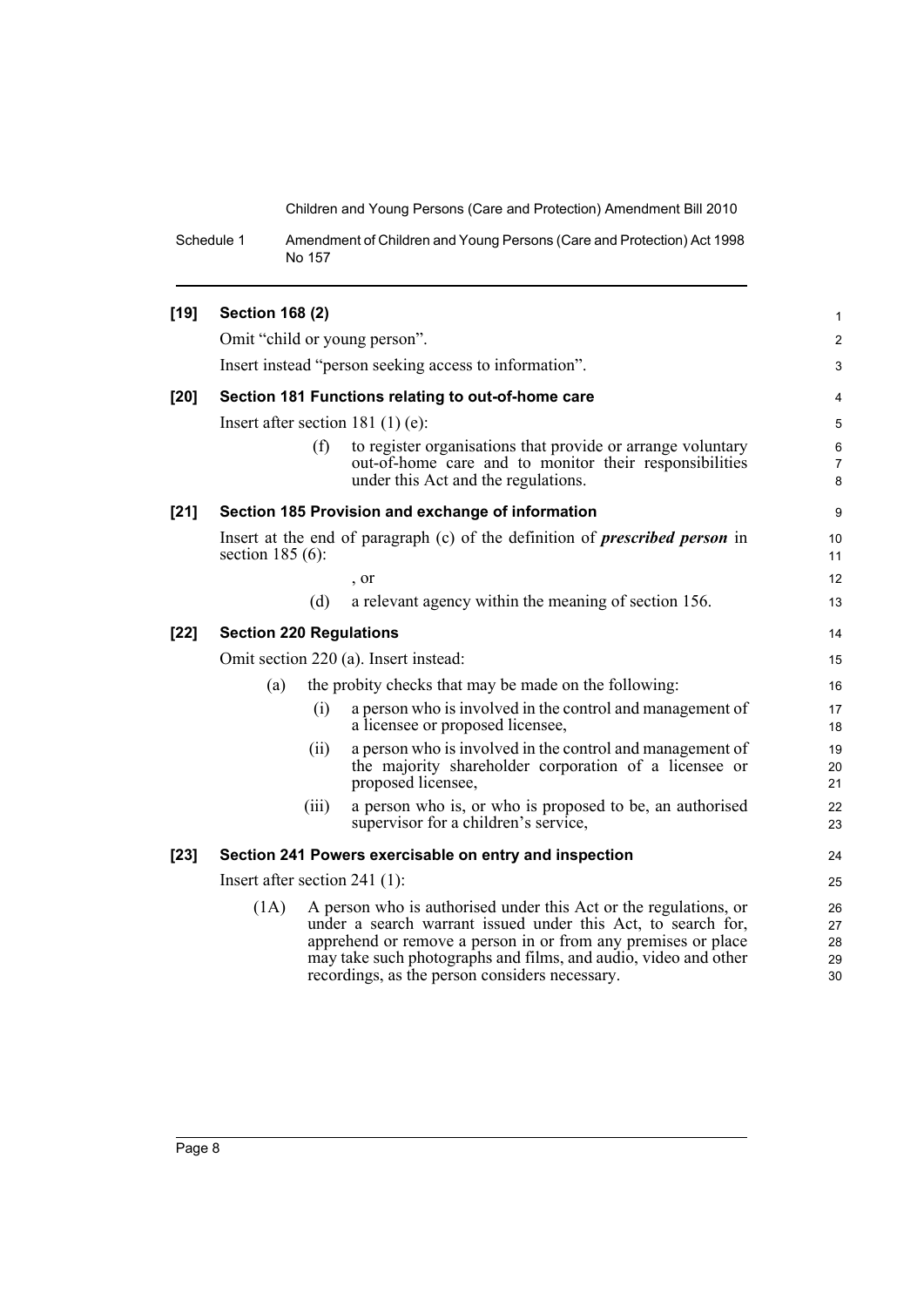**[19] Section 168 (2)**

Omit "child or young person".

Insert instead "person seeking access to information".

**[20] Section 181 Functions relating to out-of-home care**

Insert after section 181 (1) (e):

> (f) to register organisations that provide or arrange voluntary out-of-home care and to monitor their responsibilities under this Act and the regulations.

**[21] Section 185 Provision and exchange of information**

Insert at the end of paragraph (c) of the definition of ***prescribed person*** in section 185 (6):

> , or
>
> (d) a relevant agency within the meaning of section 156.

**[22] Section 220 Regulations**

Omit section 220 (a). Insert instead:

> (a) the probity checks that may be made on the following:
>
> (i) a person who is involved in the control and management of a licensee or proposed licensee,
>
> (ii) a person who is involved in the control and management of the majority shareholder corporation of a licensee or proposed licensee,
>
> (iii) a person who is, or who is proposed to be, an authorised supervisor for a children's service,

**[23] Section 241 Powers exercisable on entry and inspection**

Insert after section 241 (1):

> (1A) A person who is authorised under this Act or the regulations, or under a search warrant issued under this Act, to search for, apprehend or remove a person in or from any premises or place may take such photographs and films, and audio, video and other recordings, as the person considers necessary.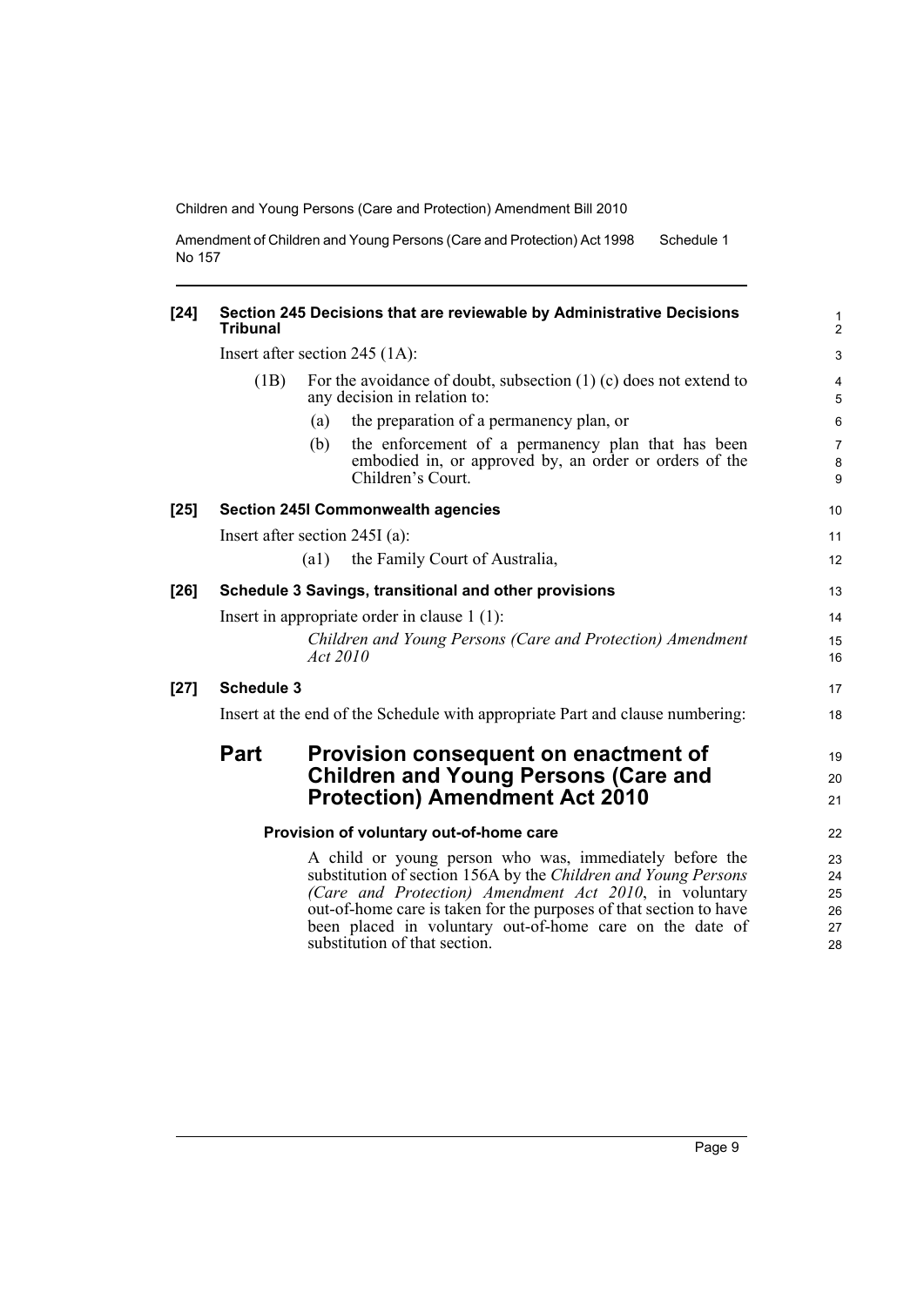**[24] Section 245 Decisions that are reviewable by Administrative Decisions Tribunal**

Insert after section 245 (1A):

(1B) For the avoidance of doubt, subsection (1) (c) does not extend to any decision in relation to:

(a) the preparation of a permanency plan, or

(b) the enforcement of a permanency plan that has been embodied in, or approved by, an order or orders of the Children's Court.

**[25] Section 245I Commonwealth agencies**

Insert after section 245I (a):

(a1) the Family Court of Australia,

**[26] Schedule 3 Savings, transitional and other provisions**

Insert in appropriate order in clause 1 (1):

*Children and Young Persons (Care and Protection) Amendment Act 2010*

**[27] Schedule 3**

Insert at the end of the Schedule with appropriate Part and clause numbering:

## Part Provision consequent on enactment of Children and Young Persons (Care and Protection) Amendment Act 2010

**Provision of voluntary out-of-home care**

A child or young person who was, immediately before the substitution of section 156A by the *Children and Young Persons (Care and Protection) Amendment Act 2010*, in voluntary out-of-home care is taken for the purposes of that section to have been placed in voluntary out-of-home care on the date of substitution of that section.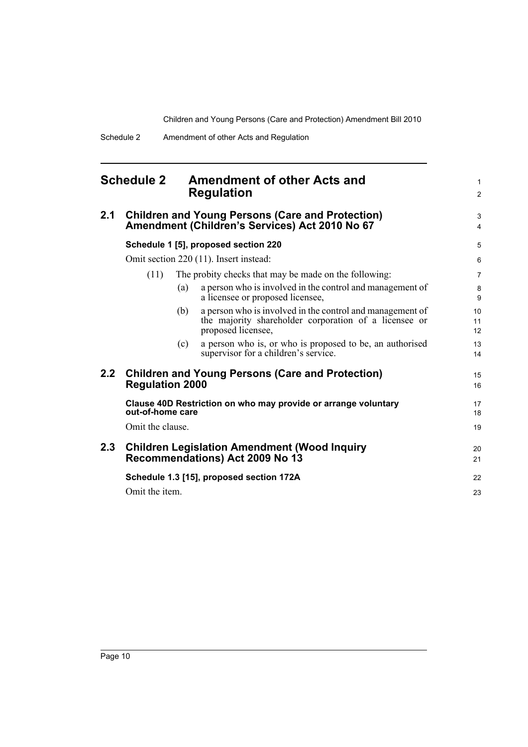## Schedule 2 Amendment of other Acts and Regulation

### 2.1 Children and Young Persons (Care and Protection) Amendment (Children's Services) Act 2010 No 67

**Schedule 1 [5], proposed section 220**

Omit section 220 (11). Insert instead:

(11) The probity checks that may be made on the following:

(a) a person who is involved in the control and management of a licensee or proposed licensee,

(b) a person who is involved in the control and management of the majority shareholder corporation of a licensee or proposed licensee,

(c) a person who is, or who is proposed to be, an authorised supervisor for a children's service.

### 2.2 Children and Young Persons (Care and Protection) Regulation 2000

**Clause 40D Restriction on who may provide or arrange voluntary out-of-home care**

Omit the clause.

### 2.3 Children Legislation Amendment (Wood Inquiry Recommendations) Act 2009 No 13

**Schedule 1.3 [15], proposed section 172A**

Omit the item.